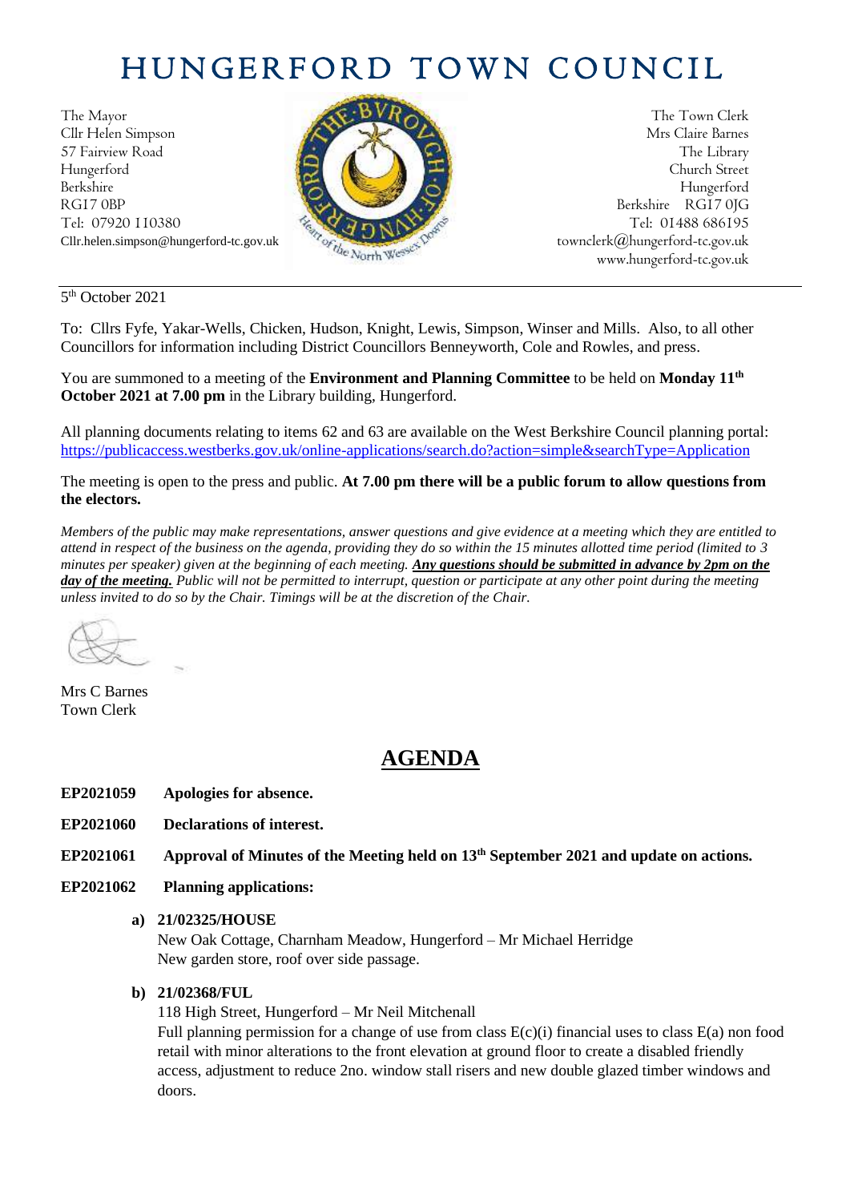# HUNGERFORD TOWN COUNCIL

The Mayor
Cllr Helen Simpson
57 Fairview Road
Hungerford
Berkshire
RG17 0BP
Tel: 07920 110380
Cllr.helen.simpson@hungerford-tc.gov.uk

The Town Clerk
Mrs Claire Barnes
The Library
Church Street
Hungerford
Berkshire RG17 0JG
Tel: 01488 686195
townclerk@hungerford-tc.gov.uk
www.hungerford-tc.gov.uk

5th October 2021

To: Cllrs Fyfe, Yakar-Wells, Chicken, Hudson, Knight, Lewis, Simpson, Winser and Mills. Also, to all other Councillors for information including District Councillors Benneyworth, Cole and Rowles, and press.

You are summoned to a meeting of the **Environment and Planning Committee** to be held on **Monday 11th October 2021 at 7.00 pm** in the Library building, Hungerford.

All planning documents relating to items 62 and 63 are available on the West Berkshire Council planning portal: https://publicaccess.westberks.gov.uk/online-applications/search.do?action=simple&searchType=Application

The meeting is open to the press and public. **At 7.00 pm there will be a public forum to allow questions from the electors.**

*Members of the public may make representations, answer questions and give evidence at a meeting which they are entitled to attend in respect of the business on the agenda, providing they do so within the 15 minutes allotted time period (limited to 3 minutes per speaker) given at the beginning of each meeting.* ***Any questions should be submitted in advance by 2pm on the day of the meeting.*** *Public will not be permitted to interrupt, question or participate at any other point during the meeting unless invited to do so by the Chair. Timings will be at the discretion of the Chair.*

Mrs C Barnes
Town Clerk

## AGENDA

**EP2021059** **Apologies for absence.**

**EP2021060** **Declarations of interest.**

**EP2021061** **Approval of Minutes of the Meeting held on 13th September 2021 and update on actions.**

**EP2021062** **Planning applications:**

**a) 21/02325/HOUSE**
New Oak Cottage, Charnham Meadow, Hungerford – Mr Michael Herridge
New garden store, roof over side passage.

**b) 21/02368/FUL**
118 High Street, Hungerford – Mr Neil Mitchenall
Full planning permission for a change of use from class E(c)(i) financial uses to class E(a) non food retail with minor alterations to the front elevation at ground floor to create a disabled friendly access, adjustment to reduce 2no. window stall risers and new double glazed timber windows and doors.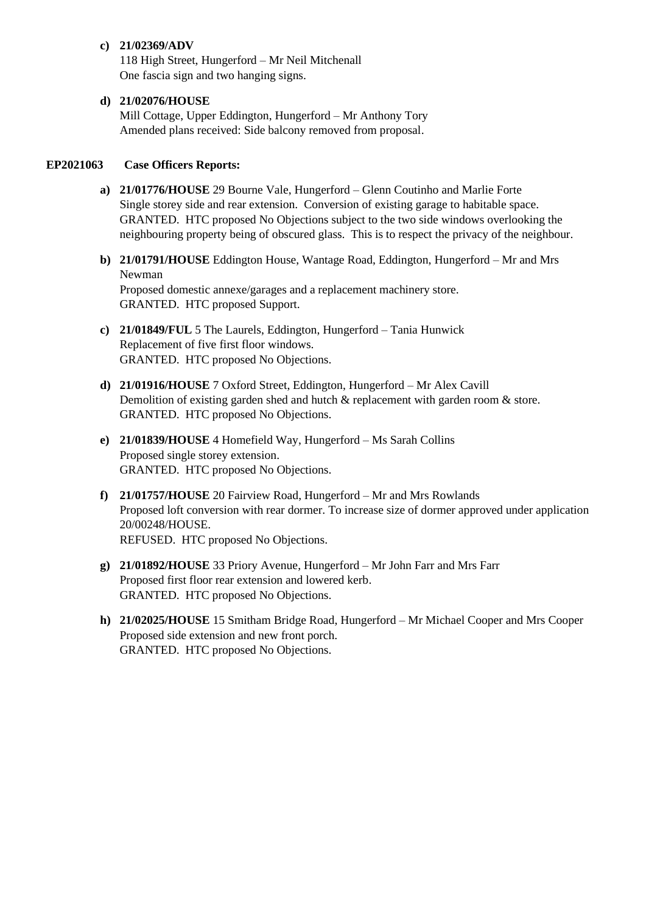**c) 21/02369/ADV**
118 High Street, Hungerford – Mr Neil Mitchenall
One fascia sign and two hanging signs.

**d) 21/02076/HOUSE**
Mill Cottage, Upper Eddington, Hungerford – Mr Anthony Tory
Amended plans received: Side balcony removed from proposal.

**EP2021063 Case Officers Reports:**

**a) 21/01776/HOUSE** 29 Bourne Vale, Hungerford – Glenn Coutinho and Marlie Forte
Single storey side and rear extension. Conversion of existing garage to habitable space.
GRANTED. HTC proposed No Objections subject to the two side windows overlooking the neighbouring property being of obscured glass. This is to respect the privacy of the neighbour.

**b) 21/01791/HOUSE** Eddington House, Wantage Road, Eddington, Hungerford – Mr and Mrs Newman
Proposed domestic annexe/garages and a replacement machinery store.
GRANTED. HTC proposed Support.

**c) 21/01849/FUL** 5 The Laurels, Eddington, Hungerford – Tania Hunwick
Replacement of five first floor windows.
GRANTED. HTC proposed No Objections.

**d) 21/01916/HOUSE** 7 Oxford Street, Eddington, Hungerford – Mr Alex Cavill
Demolition of existing garden shed and hutch & replacement with garden room & store.
GRANTED. HTC proposed No Objections.

**e) 21/01839/HOUSE** 4 Homefield Way, Hungerford – Ms Sarah Collins
Proposed single storey extension.
GRANTED. HTC proposed No Objections.

**f) 21/01757/HOUSE** 20 Fairview Road, Hungerford – Mr and Mrs Rowlands
Proposed loft conversion with rear dormer. To increase size of dormer approved under application 20/00248/HOUSE.
REFUSED. HTC proposed No Objections.

**g) 21/01892/HOUSE** 33 Priory Avenue, Hungerford – Mr John Farr and Mrs Farr
Proposed first floor rear extension and lowered kerb.
GRANTED. HTC proposed No Objections.

**h) 21/02025/HOUSE** 15 Smitham Bridge Road, Hungerford – Mr Michael Cooper and Mrs Cooper
Proposed side extension and new front porch.
GRANTED. HTC proposed No Objections.